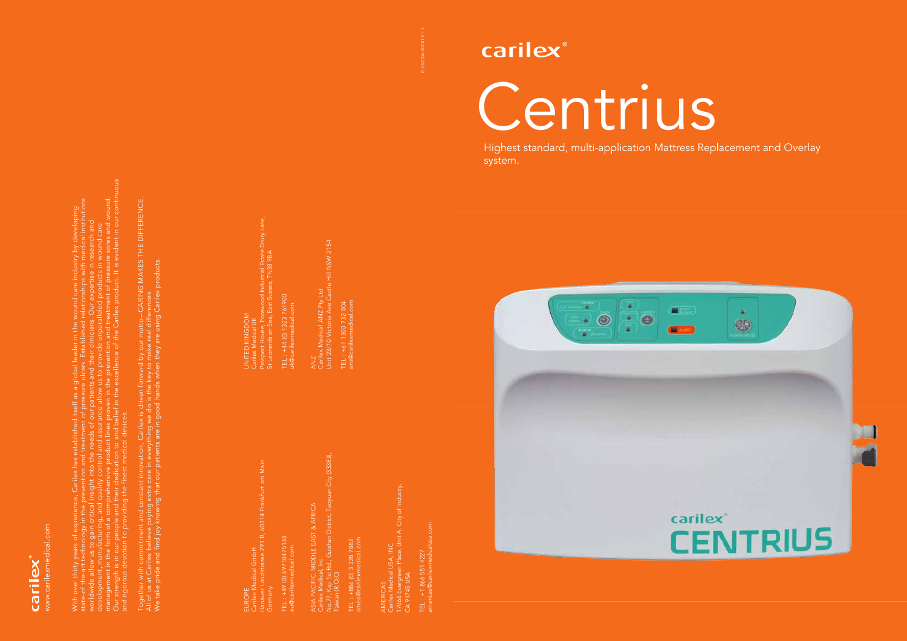carilex®

www.carilexmedical.com

With over thirty years of experience, Carilex has established itself as a global leader in the wound care industry by developing state-of-the-art technology in the prevention and treatment of pressure ulcers. Established relationships with medical institutions worldwide allow us to gain critical insight into the needs of our patients and their clinicians. Our expertise in research and development, manufacturing, and quality control and assurance allow us to provide unparalleled products in wound care management in the form of a comprehensive product lines proven in the prevention and treatment of pressure sores and wound. Our strength is in our people and their dedication to and belief in the excellence of the Carilex product. It is evident in our continuous and rigorous devotion to providing the finest medical devices.

Together with commitment and constant innovation, Carilex is driven forward by our motto—CARING MAKES THE DIFFERENCE. All of us at Carilex believe paying extra care in everything we do is the key to make real differences. We take pride and find joy knowing that our patients are in good hands when they are using Carilex products.

EUROPE
Carilex Medical GmbH
Hanauer Landstrasse 291 B, 60314 Frankfurt am Main
Germany

TEL : +49 (0) 69710475168
eu@carilexmedical.com

ASIA PACIFIC, MIDDLE EAST & AFRICA
Carilex Medical, Inc.
No.77, Keji 1st Rd., Guishan District, Taoyuan City (33383), Taiwan (R.O.C)

TEL : +886 (0) 3 328 7882
amea@carilexmedical.com

AMERICAS
Carilex Medical USA, INC
17068 Evergreen Place, Unit A, City of Industry, CA 91745 USA

TEL : +1 866 551 4227
americas@carilexmedicalusa.com

UNITED KINGDOM
Carilex Medical UK
Prospect House, Ponswood Industrial Estate Drury Lane, St Leonards on Sea, East Sussex, TN38 9BA

TEL : +44 (0) 1323 761900
uk@carilexmedical.com

ANZ
Carilex Medical ANZ Pty Ltd
Unit 23/10 Victoria Ave Castle Hill NSW 2154

TEL : +61 1300 732 004
anz@carilexmedical.com

carilex®

# Centrius

Highest standard, multi-application Mattress Replacement and Overlay system.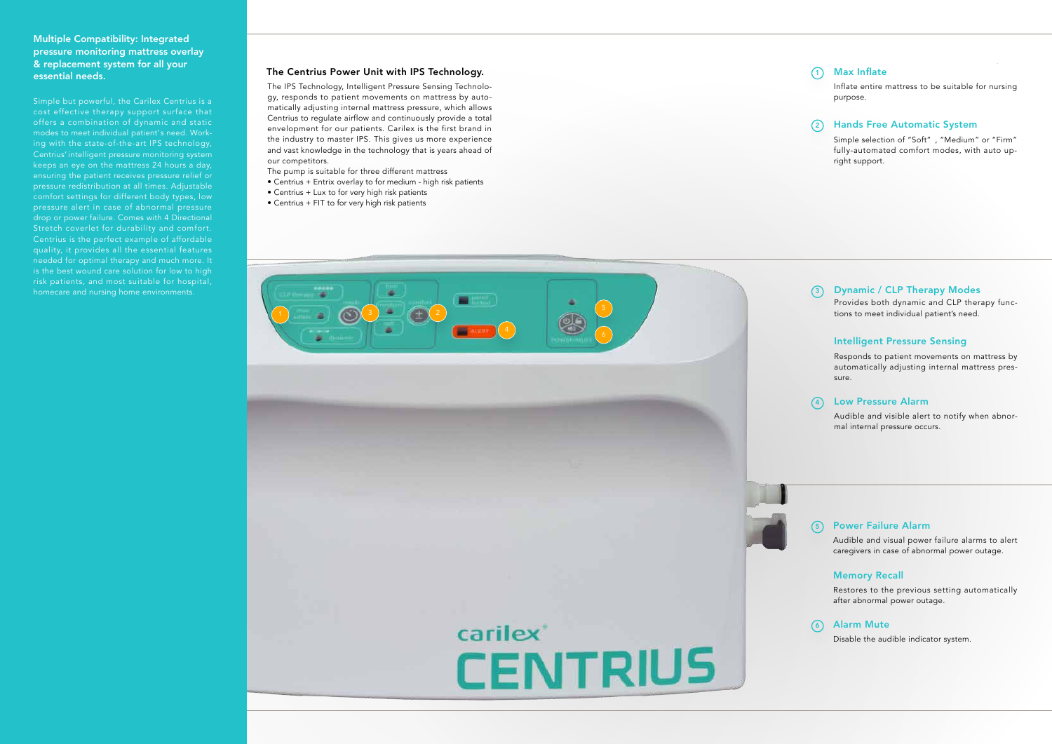## Multiple Compatibility: Integrated pressure monitoring mattress overlay & replacement system for all your essential needs.

Simple but powerful, the Carilex Centrius is a cost effective therapy support surface that offers a combination of dynamic and static modes to meet individual patient's need. Working with the state-of-the-art IPS technology, Centrius' intelligent pressure monitoring system keeps an eye on the mattress 24 hours a day, ensuring the patient receives pressure relief or pressure redistribution at all times. Adjustable comfort settings for different body types, low pressure alert in case of abnormal pressure drop or power failure. Comes with 4 Directional Stretch coverlet for durability and comfort. Centrius is the perfect example of affordable quality, it provides all the essential features needed for optimal therapy and much more. It is the best wound care solution for low to high risk patients, and most suitable for hospital, homecare and nursing home environments.

### The Centrius Power Unit with IPS Technology.

The IPS Technology, Intelligent Pressure Sensing Technology, responds to patient movements on mattress by automatically adjusting internal mattress pressure, which allows Centrius to regulate airflow and continuously provide a total envelopment for our patients. Carilex is the first brand in the industry to master IPS. This gives us more experience and vast knowledge in the technology that is years ahead of our competitors.

The pump is suitable for three different mattress

- Centrius + Entrix overlay to for medium - high risk patients
- Centrius + Lux to for very high risk patients
- Centrius + FIT to for very high risk patients

carilex®
CENTRIUS

### ① Max Inflate

Inflate entire mattress to be suitable for nursing purpose.

### ② Hands Free Automatic System

Simple selection of "Soft" , "Medium" or "Firm" fully-automated comfort modes, with auto upright support.

### ③ Dynamic / CLP Therapy Modes

Provides both dynamic and CLP therapy functions to meet individual patient's need.

### Intelligent Pressure Sensing

Responds to patient movements on mattress by automatically adjusting internal mattress pressure.

### ④ Low Pressure Alarm

Audible and visible alert to notify when abnormal internal pressure occurs.

### ⑤ Power Failure Alarm

Audible and visual power failure alarms to alert caregivers in case of abnormal power outage.

### Memory Recall

Restores to the previous setting automatically after abnormal power outage.

### ⑥ Alarm Mute

Disable the audible indicator system.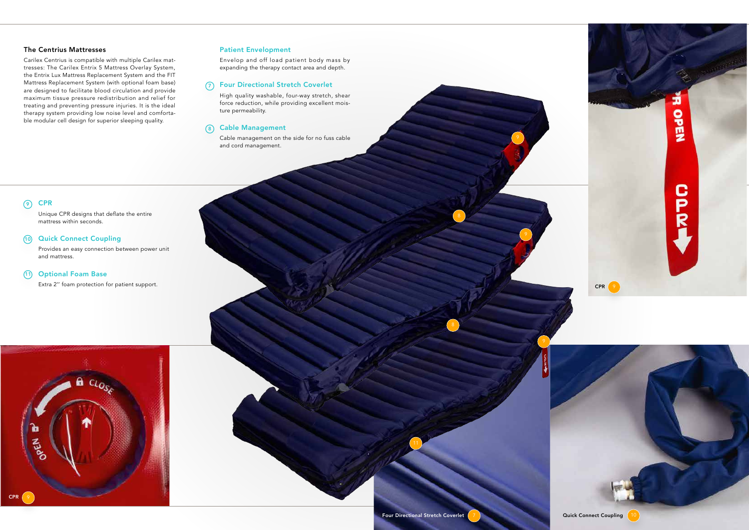## The Centrius Mattresses

Carilex Centrius is compatible with multiple Carilex mattresses: The Carilex Entrix 5 Mattress Overlay System, the Entrix Lux Mattress Replacement System and the FIT Mattress Replacement System (with optional foam base) are designed to facilitate blood circulation and provide maximum tissue pressure redistribution and relief for treating and preventing pressure injuries. It is the ideal therapy system providing low noise level and comfortable modular cell design for superior sleeping quality.

### Patient Envelopment

Envelop and off load patient body mass by expanding the therapy contact area and depth.

### ⑦ Four Directional Stretch Coverlet

High quality washable, four-way stretch, shear force reduction, while providing excellent moisture permeability.

### ⑧ Cable Management

Cable management on the side for no fuss cable and cord management.

### ⑨ CPR

Unique CPR designs that deflate the entire mattress within seconds.

### ⑩ Quick Connect Coupling

Provides an easy connection between power unit and mattress.

### ⑪ Optional Foam Base

Extra 2" foam protection for patient support.

CPR 9

CPR 9

Four Directional Stretch Coverlet 7

Quick Connect Coupling 10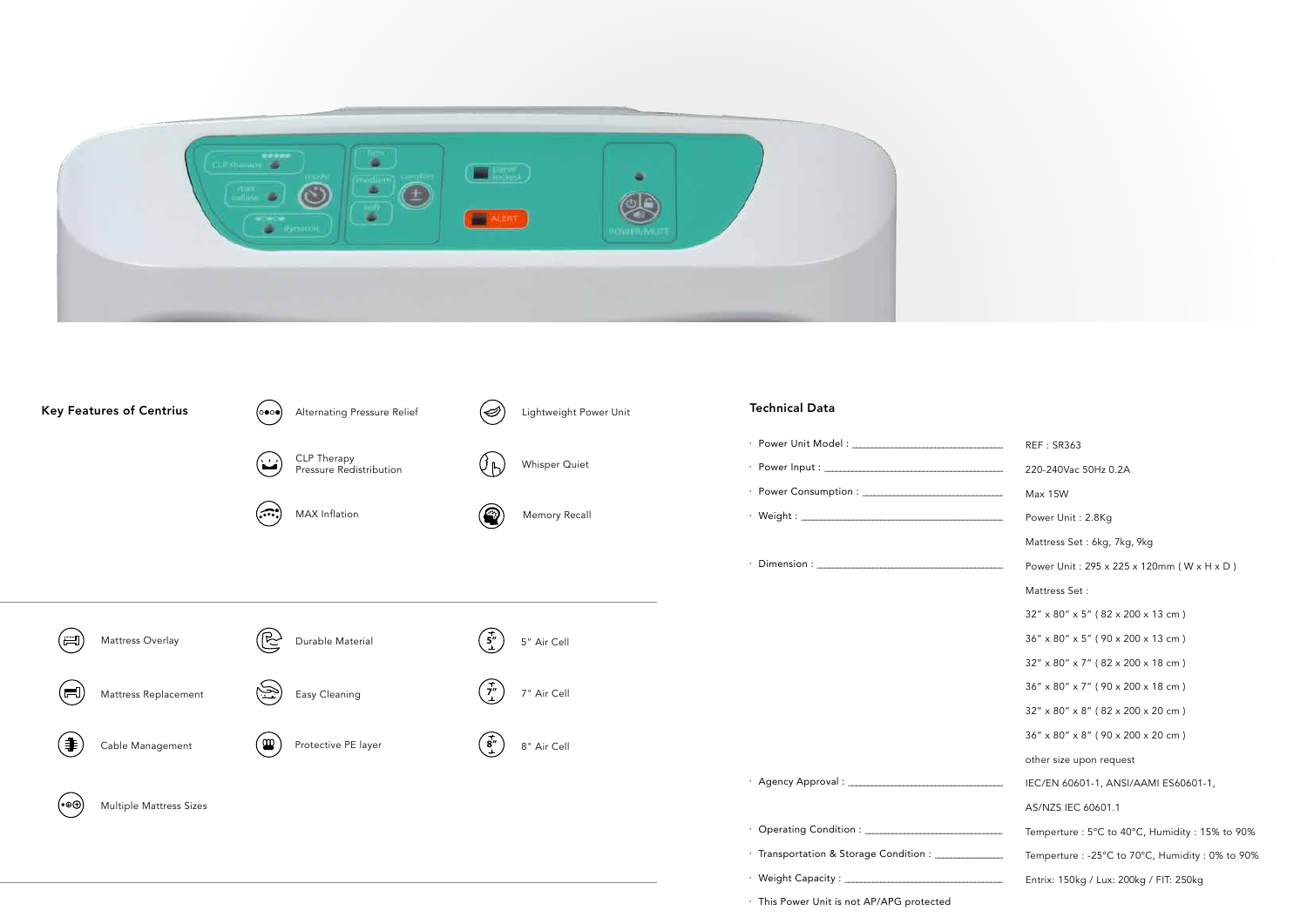## Key Features of Centrius

- Alternating Pressure Relief
- Lightweight Power Unit
- CLP Therapy Pressure Redistribution
- Whisper Quiet
- MAX Inflation
- Memory Recall

- Mattress Overlay
- Durable Material
- 5" Air Cell
- Mattress Replacement
- Easy Cleaning
- 7" Air Cell
- Cable Management
- Protective PE layer
- 8" Air Cell
- Multiple Mattress Sizes

## Technical Data

| | |
|---|---|
| Power Unit Model : | REF : SR363 |
| Power Input : | 220-240Vac 50Hz 0.2A |
| Power Consumption : | Max 15W |
| Weight : | Power Unit : 2.8Kg<br>Mattress Set : 6kg, 7kg, 9kg |
| Dimension : | Power Unit : 295 x 225 x 120mm ( W x H x D )<br>Mattress Set :<br>32” x 80” x 5” ( 82 x 200 x 13 cm )<br>36” x 80” x 5” ( 90 x 200 x 13 cm )<br>32” x 80” x 7” ( 82 x 200 x 18 cm )<br>36” x 80” x 7” ( 90 x 200 x 18 cm )<br>32” x 80” x 8” ( 82 x 200 x 20 cm )<br>36” x 80” x 8” ( 90 x 200 x 20 cm )<br>other size upon request |
| Agency Approval : | IEC/EN 60601-1, ANSI/AAMI ES60601-1,<br>AS/NZS IEC 60601.1 |
| Operating Condition : | Temperture : 5°C to 40°C, Humidity : 15% to 90% |
| Transportation & Storage Condition : | Temperture : -25°C to 70°C, Humidity : 0% to 90% |
| Weight Capacity : | Entrix: 150kg / Lux: 200kg / FIT: 250kg |

- This Power Unit is not AP/APG protected